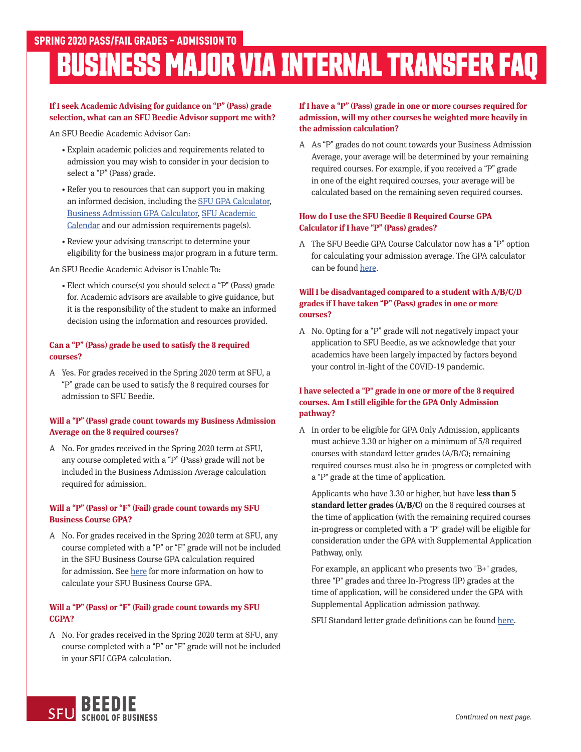## SPRING 2020 PASS/FAIL GRADES – ADMISSION TO

# BUSINESS MAJOR VIA INTERNAL TRANSFER FAQ

**If I seek Academic Advising for guidance on "P" (Pass) grade selection, what can an SFU Beedie Advisor support me with?**

An SFU Beedie Academic Advisor Can:

- Explain academic policies and requirements related to admission you may wish to consider in your decision to select a "P" (Pass) grade.
- Refer you to resources that can support you in making an informed decision, including the SFU GPA Calculator, Business Admission GPA Calculator, SFU Academic Calendar and our admission requirements page(s).
- Review your advising transcript to determine your eligibility for the business major program in a future term.

An SFU Beedie Academic Advisor is Unable To:

- Elect which course(s) you should select a "P" (Pass) grade for. Academic advisors are available to give guidance, but it is the responsibility of the student to make an informed decision using the information and resources provided.

**Can a "P" (Pass) grade be used to satisfy the 8 required courses?**

A Yes. For grades received in the Spring 2020 term at SFU, a "P" grade can be used to satisfy the 8 required courses for admission to SFU Beedie.

**Will a "P" (Pass) grade count towards my Business Admission Average on the 8 required courses?**

A No. For grades received in the Spring 2020 term at SFU, any course completed with a "P" (Pass) grade will not be included in the Business Admission Average calculation required for admission.

**Will a "P" (Pass) or "F" (Fail) grade count towards my SFU Business Course GPA?**

A No. For grades received in the Spring 2020 term at SFU, any course completed with a "P" or "F" grade will not be included in the SFU Business Course GPA calculation required for admission. See here for more information on how to calculate your SFU Business Course GPA.

**Will a "P" (Pass) or "F" (Fail) grade count towards my SFU CGPA?**

A No. For grades received in the Spring 2020 term at SFU, any course completed with a "P" or "F" grade will not be included in your SFU CGPA calculation.

**If I have a "P" (Pass) grade in one or more courses required for admission, will my other courses be weighted more heavily in the admission calculation?**

A As "P" grades do not count towards your Business Admission Average, your average will be determined by your remaining required courses. For example, if you received a "P" grade in one of the eight required courses, your average will be calculated based on the remaining seven required courses.

**How do I use the SFU Beedie 8 Required Course GPA Calculator if I have "P" (Pass) grades?**

A The SFU Beedie GPA Course Calculator now has a "P" option for calculating your admission average. The GPA calculator can be found here.

**Will I be disadvantaged compared to a student with A/B/C/D grades if I have taken "P" (Pass) grades in one or more courses?**

A No. Opting for a "P" grade will not negatively impact your application to SFU Beedie, as we acknowledge that your academics have been largely impacted by factors beyond your control in-light of the COVID-19 pandemic.

**I have selected a "P" grade in one or more of the 8 required courses. Am I still eligible for the GPA Only Admission pathway?**

A In order to be eligible for GPA Only Admission, applicants must achieve 3.30 or higher on a minimum of 5/8 required courses with standard letter grades (A/B/C); remaining required courses must also be in-progress or completed with a "P" grade at the time of application.

Applicants who have 3.30 or higher, but have **less than 5 standard letter grades (A/B/C)** on the 8 required courses at the time of application (with the remaining required courses in-progress or completed with a "P" grade) will be eligible for consideration under the GPA with Supplemental Application Pathway, only.

For example, an applicant who presents two "B+" grades, three "P" grades and three In-Progress (IP) grades at the time of application, will be considered under the GPA with Supplemental Application admission pathway.

SFU Standard letter grade definitions can be found here.

*Continued on next page.*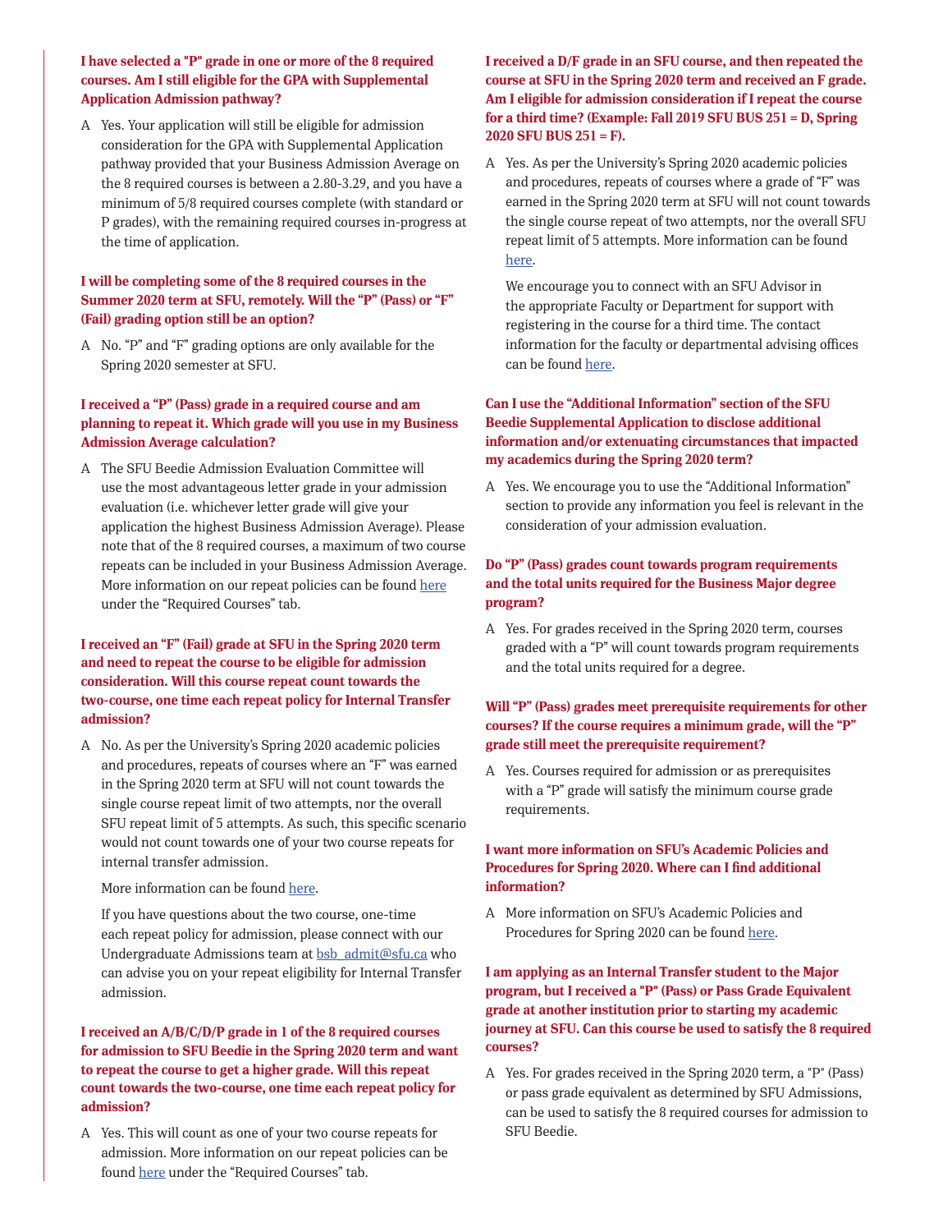**I have selected a "P" grade in one or more of the 8 required courses. Am I still eligible for the GPA with Supplemental Application Admission pathway?**

A Yes. Your application will still be eligible for admission consideration for the GPA with Supplemental Application pathway provided that your Business Admission Average on the 8 required courses is between a 2.80-3.29, and you have a minimum of 5/8 required courses complete (with standard or P grades), with the remaining required courses in-progress at the time of application.

**I will be completing some of the 8 required courses in the Summer 2020 term at SFU, remotely. Will the "P" (Pass) or "F" (Fail) grading option still be an option?**

A No. "P" and "F" grading options are only available for the Spring 2020 semester at SFU.

**I received a "P" (Pass) grade in a required course and am planning to repeat it. Which grade will you use in my Business Admission Average calculation?**

A The SFU Beedie Admission Evaluation Committee will use the most advantageous letter grade in your admission evaluation (i.e. whichever letter grade will give your application the highest Business Admission Average). Please note that of the 8 required courses, a maximum of two course repeats can be included in your Business Admission Average. More information on our repeat policies can be found here under the "Required Courses" tab.

**I received an "F" (Fail) grade at SFU in the Spring 2020 term and need to repeat the course to be eligible for admission consideration. Will this course repeat count towards the two-course, one time each repeat policy for Internal Transfer admission?**

A No. As per the University's Spring 2020 academic policies and procedures, repeats of courses where an "F" was earned in the Spring 2020 term at SFU will not count towards the single course repeat limit of two attempts, nor the overall SFU repeat limit of 5 attempts. As such, this specific scenario would not count towards one of your two course repeats for internal transfer admission.

More information can be found here.

If you have questions about the two course, one-time each repeat policy for admission, please connect with our Undergraduate Admissions team at bsb_admit@sfu.ca who can advise you on your repeat eligibility for Internal Transfer admission.

**I received an A/B/C/D/P grade in 1 of the 8 required courses for admission to SFU Beedie in the Spring 2020 term and want to repeat the course to get a higher grade. Will this repeat count towards the two-course, one time each repeat policy for admission?**

A Yes. This will count as one of your two course repeats for admission. More information on our repeat policies can be found here under the "Required Courses" tab.

**I received a D/F grade in an SFU course, and then repeated the course at SFU in the Spring 2020 term and received an F grade. Am I eligible for admission consideration if I repeat the course for a third time? (Example: Fall 2019 SFU BUS 251 = D, Spring 2020 SFU BUS 251 = F).**

A Yes. As per the University's Spring 2020 academic policies and procedures, repeats of courses where a grade of "F" was earned in the Spring 2020 term at SFU will not count towards the single course repeat of two attempts, nor the overall SFU repeat limit of 5 attempts. More information can be found here.

We encourage you to connect with an SFU Advisor in the appropriate Faculty or Department for support with registering in the course for a third time. The contact information for the faculty or departmental advising offices can be found here.

**Can I use the "Additional Information" section of the SFU Beedie Supplemental Application to disclose additional information and/or extenuating circumstances that impacted my academics during the Spring 2020 term?**

A Yes. We encourage you to use the "Additional Information" section to provide any information you feel is relevant in the consideration of your admission evaluation.

**Do "P" (Pass) grades count towards program requirements and the total units required for the Business Major degree program?**

A Yes. For grades received in the Spring 2020 term, courses graded with a "P" will count towards program requirements and the total units required for a degree.

**Will "P" (Pass) grades meet prerequisite requirements for other courses? If the course requires a minimum grade, will the "P" grade still meet the prerequisite requirement?**

A Yes. Courses required for admission or as prerequisites with a "P" grade will satisfy the minimum course grade requirements.

**I want more information on SFU's Academic Policies and Procedures for Spring 2020. Where can I find additional information?**

A More information on SFU's Academic Policies and Procedures for Spring 2020 can be found here.

**I am applying as an Internal Transfer student to the Major program, but I received a "P" (Pass) or Pass Grade Equivalent grade at another institution prior to starting my academic journey at SFU. Can this course be used to satisfy the 8 required courses?**

A Yes. For grades received in the Spring 2020 term, a "P" (Pass) or pass grade equivalent as determined by SFU Admissions, can be used to satisfy the 8 required courses for admission to SFU Beedie.